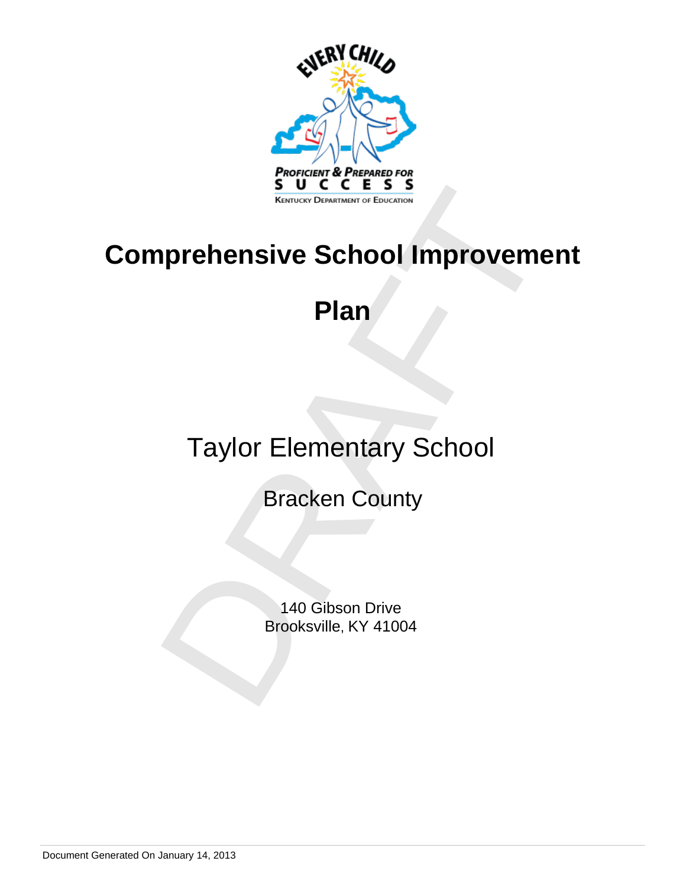# Comprehensive School Improvement Plan

Taylor Elementary School

Bracken County

140 Gibson Drive
Brooksville, KY 41004

Document Generated On January 14, 2013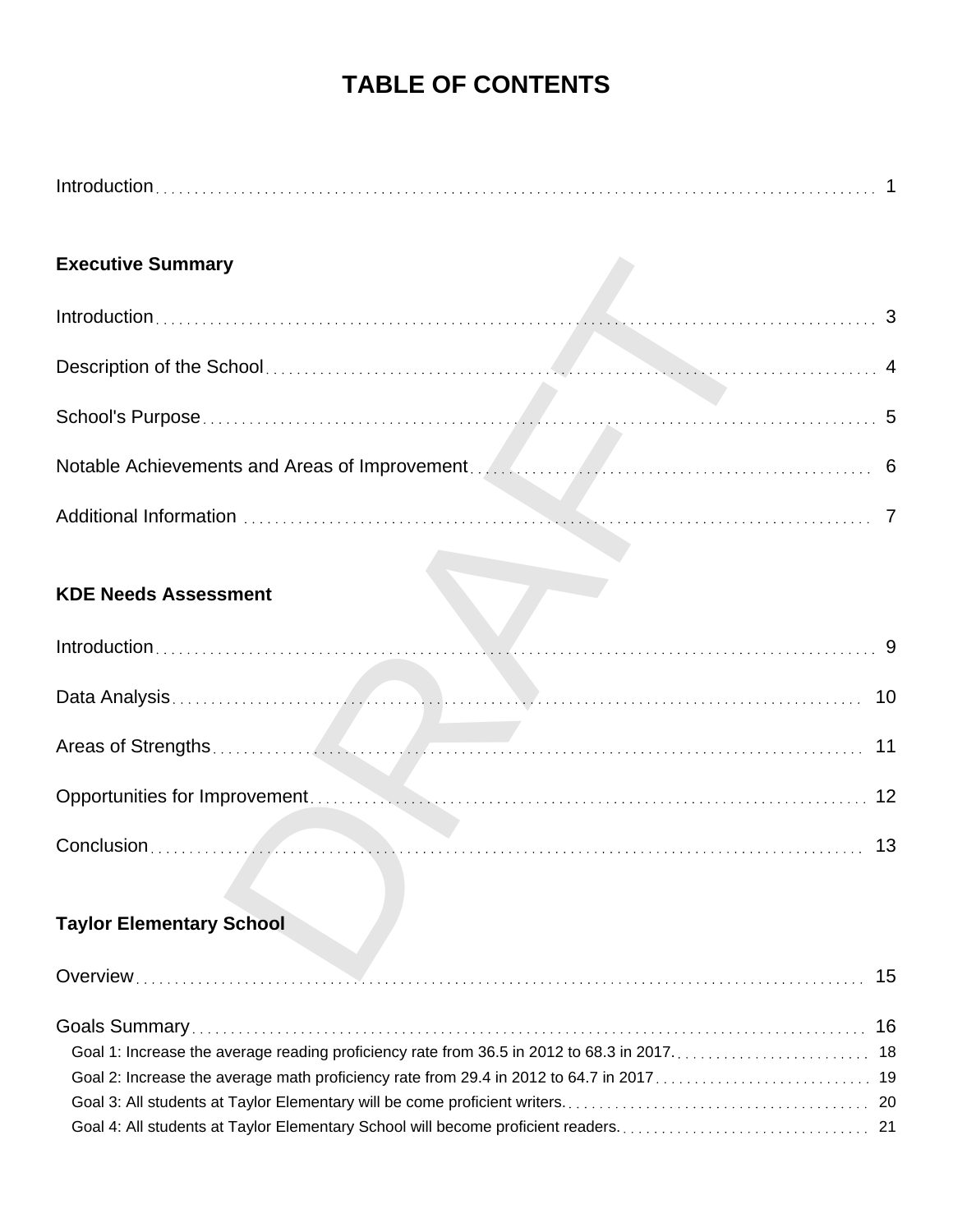# TABLE OF CONTENTS

Introduction . . . . . . . . . . 1

**Executive Summary**

Introduction . . . . . . . . . . 3

Description of the School . . . . . . . . . . 4

School's Purpose . . . . . . . . . . 5

Notable Achievements and Areas of Improvement . . . . . . . . . . 6

Additional Information . . . . . . . . . . 7

**KDE Needs Assessment**

Introduction . . . . . . . . . . 9

Data Analysis . . . . . . . . . . 10

Areas of Strengths . . . . . . . . . . 11

Opportunities for Improvement . . . . . . . . . . 12

Conclusion . . . . . . . . . . 13

**Taylor Elementary School**

Overview . . . . . . . . . . 15

Goals Summary . . . . . . . . . . 16

- Goal 1: Increase the average reading proficiency rate from 36.5 in 2012 to 68.3 in 2017. . . . . . . . . . . 18
- Goal 2: Increase the average math proficiency rate from 29.4 in 2012 to 64.7 in 2017 . . . . . . . . . . 19
- Goal 3: All students at Taylor Elementary will be come proficient writers. . . . . . . . . . . 20
- Goal 4: All students at Taylor Elementary School will become proficient readers. . . . . . . . . . . 21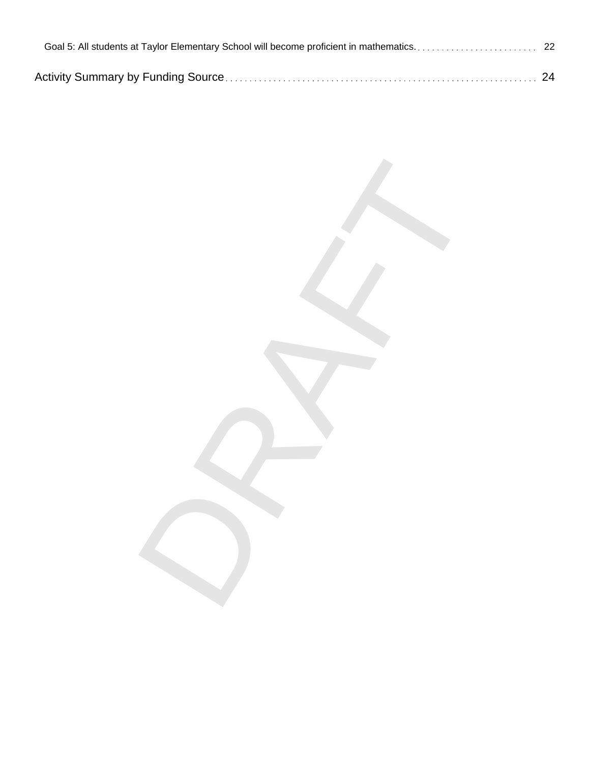Goal 5: All students at Taylor Elementary School will become proficient in mathematics. . . . . . . . . . . . . . . . . . . . . . . . . . . 22

Activity Summary by Funding Source . . . . . . . . . . . . . . . . . . . . . . . . . . . . . . . . . . . . . . . . . . . . . . . . . . . . . . . . . . . . . . . . 24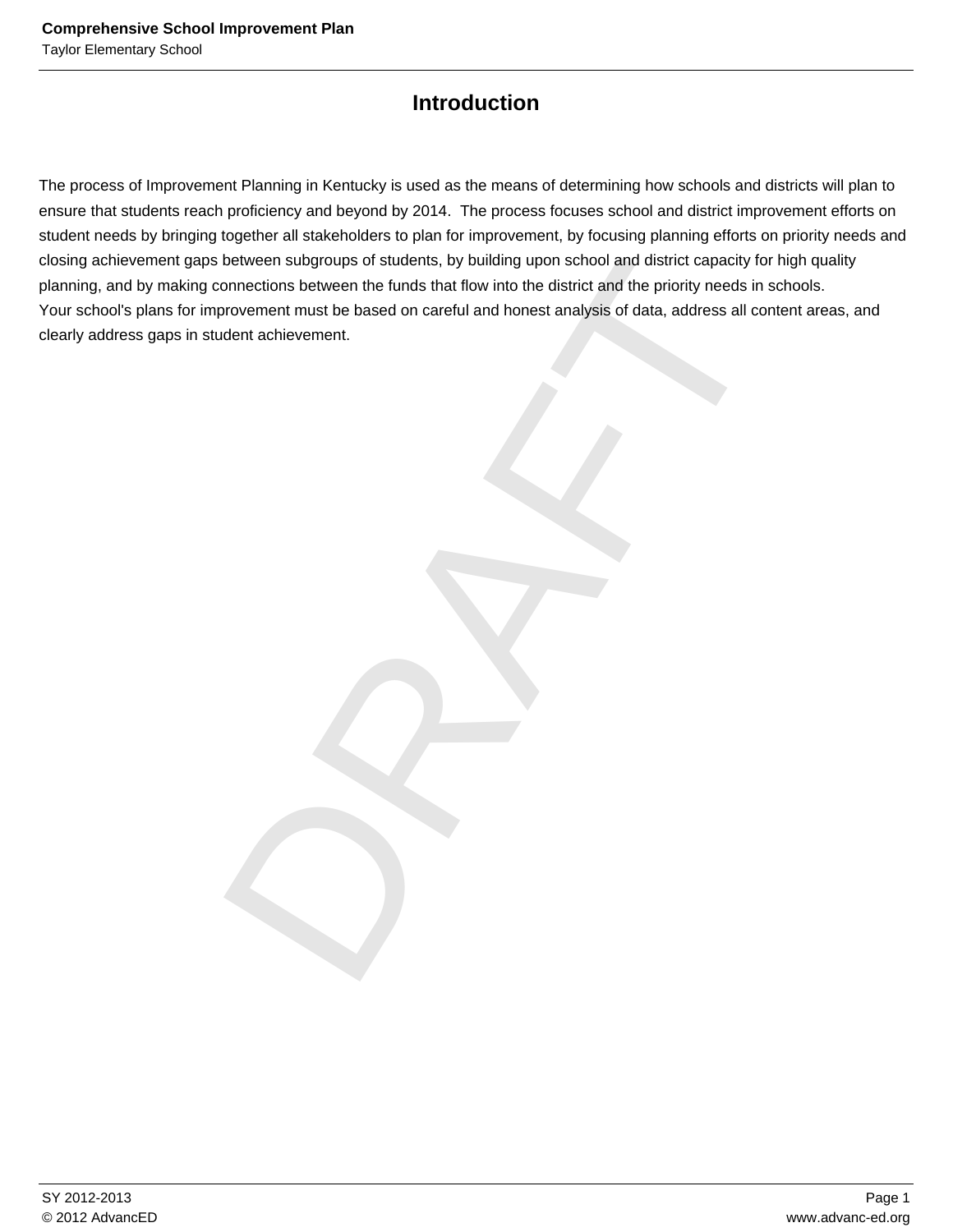# Introduction

The process of Improvement Planning in Kentucky is used as the means of determining how schools and districts will plan to ensure that students reach proficiency and beyond by 2014. The process focuses school and district improvement efforts on student needs by bringing together all stakeholders to plan for improvement, by focusing planning efforts on priority needs and closing achievement gaps between subgroups of students, by building upon school and district capacity for high quality planning, and by making connections between the funds that flow into the district and the priority needs in schools.
Your school's plans for improvement must be based on careful and honest analysis of data, address all content areas, and clearly address gaps in student achievement.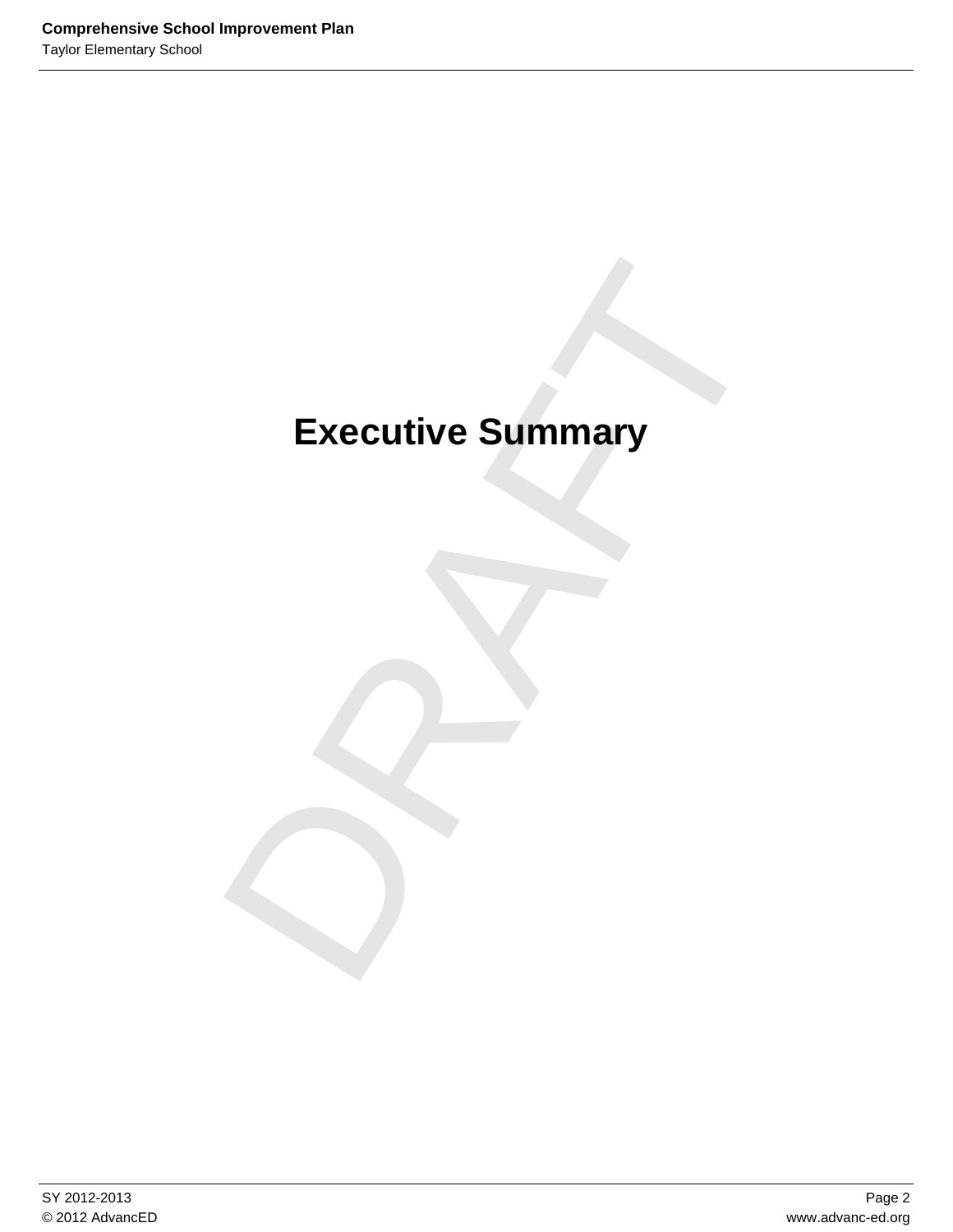# Executive Summary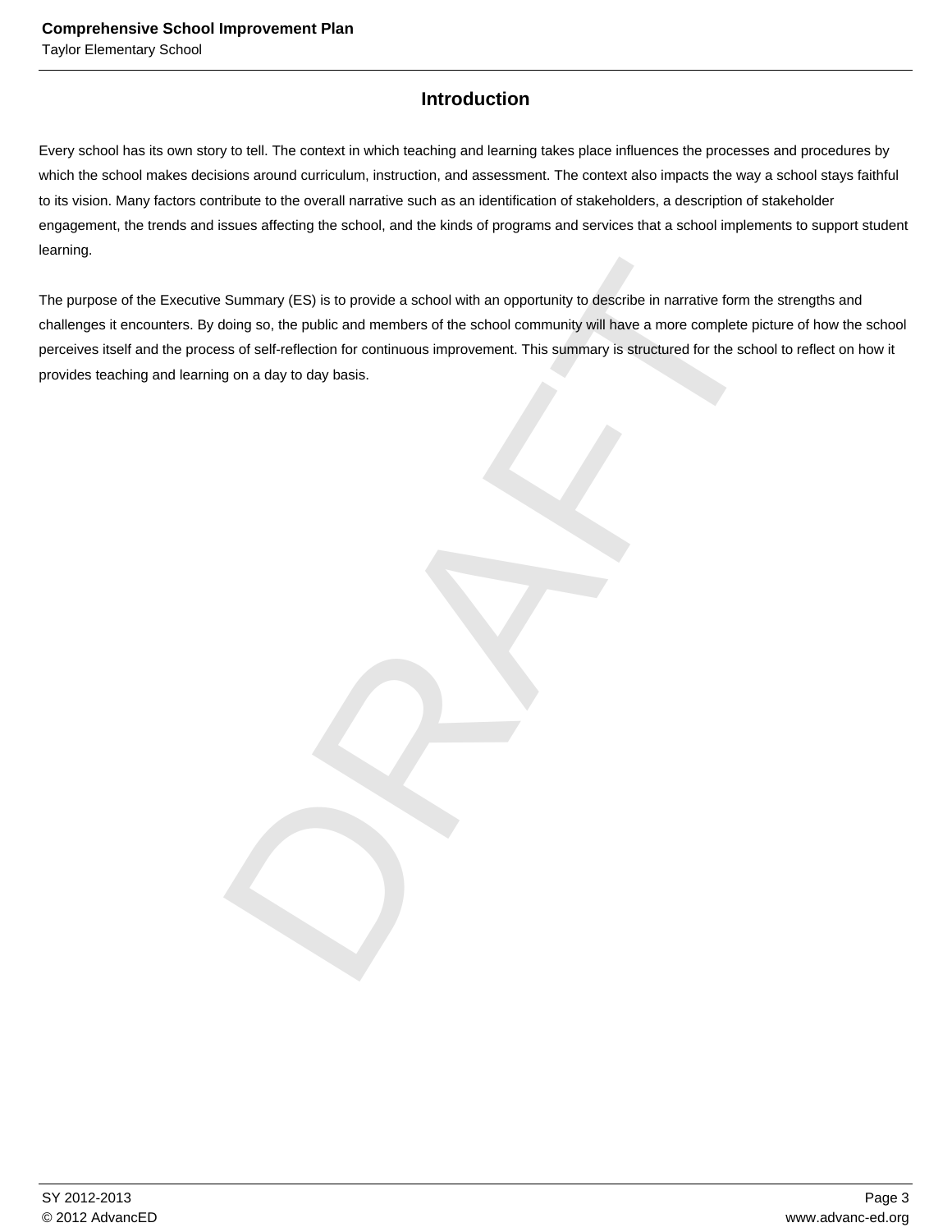## Introduction

Every school has its own story to tell. The context in which teaching and learning takes place influences the processes and procedures by which the school makes decisions around curriculum, instruction, and assessment. The context also impacts the way a school stays faithful to its vision. Many factors contribute to the overall narrative such as an identification of stakeholders, a description of stakeholder engagement, the trends and issues affecting the school, and the kinds of programs and services that a school implements to support student learning.

The purpose of the Executive Summary (ES) is to provide a school with an opportunity to describe in narrative form the strengths and challenges it encounters. By doing so, the public and members of the school community will have a more complete picture of how the school perceives itself and the process of self-reflection for continuous improvement. This summary is structured for the school to reflect on how it provides teaching and learning on a day to day basis.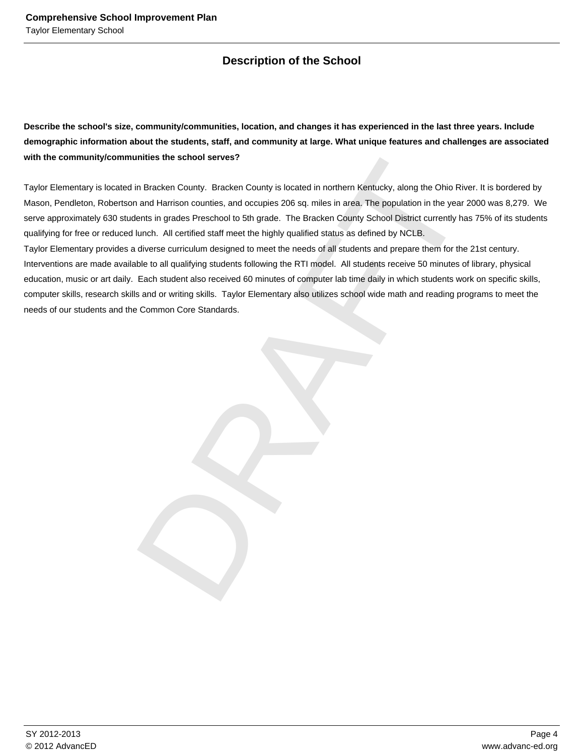## Description of the School

**Describe the school's size, community/communities, location, and changes it has experienced in the last three years. Include demographic information about the students, staff, and community at large. What unique features and challenges are associated with the community/communities the school serves?**

Taylor Elementary is located in Bracken County. Bracken County is located in northern Kentucky, along the Ohio River. It is bordered by Mason, Pendleton, Robertson and Harrison counties, and occupies 206 sq. miles in area. The population in the year 2000 was 8,279. We serve approximately 630 students in grades Preschool to 5th grade. The Bracken County School District currently has 75% of its students qualifying for free or reduced lunch. All certified staff meet the highly qualified status as defined by NCLB.

Taylor Elementary provides a diverse curriculum designed to meet the needs of all students and prepare them for the 21st century. Interventions are made available to all qualifying students following the RTI model. All students receive 50 minutes of library, physical education, music or art daily. Each student also received 60 minutes of computer lab time daily in which students work on specific skills, computer skills, research skills and or writing skills. Taylor Elementary also utilizes school wide math and reading programs to meet the needs of our students and the Common Core Standards.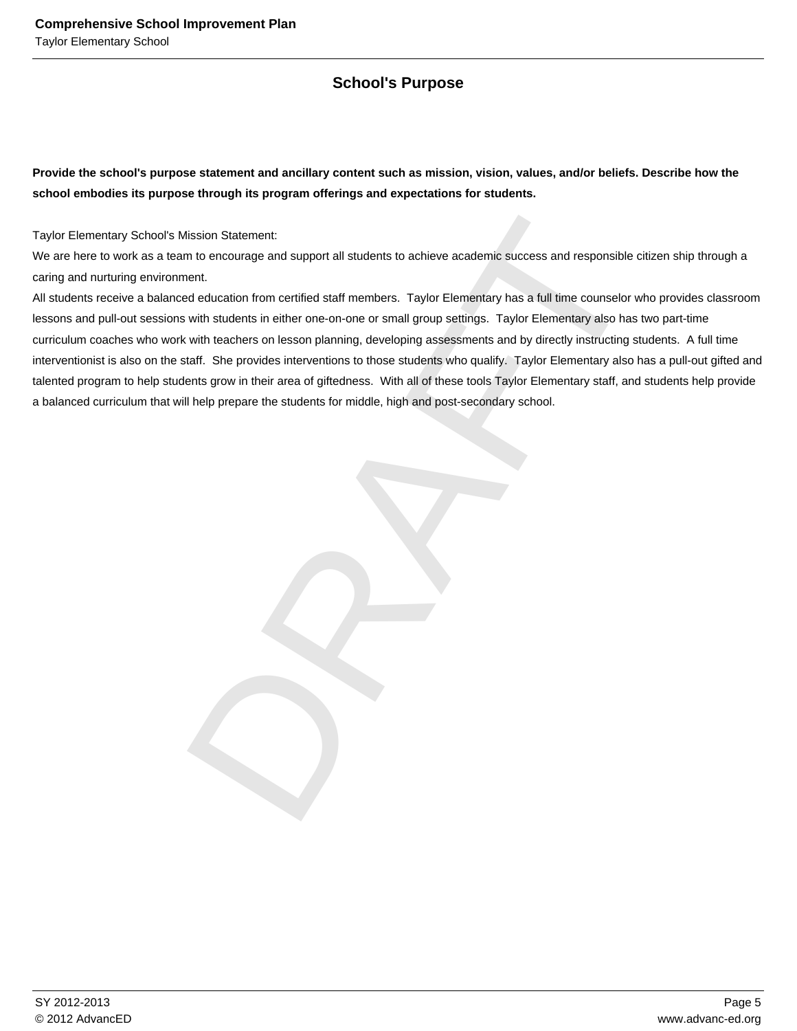# School's Purpose

**Provide the school's purpose statement and ancillary content such as mission, vision, values, and/or beliefs. Describe how the school embodies its purpose through its program offerings and expectations for students.**

Taylor Elementary School's Mission Statement:
We are here to work as a team to encourage and support all students to achieve academic success and responsible citizen ship through a caring and nurturing environment.
All students receive a balanced education from certified staff members. Taylor Elementary has a full time counselor who provides classroom lessons and pull-out sessions with students in either one-on-one or small group settings. Taylor Elementary also has two part-time curriculum coaches who work with teachers on lesson planning, developing assessments and by directly instructing students. A full time interventionist is also on the staff. She provides interventions to those students who qualify. Taylor Elementary also has a pull-out gifted and talented program to help students grow in their area of giftedness. With all of these tools Taylor Elementary staff, and students help provide a balanced curriculum that will help prepare the students for middle, high and post-secondary school.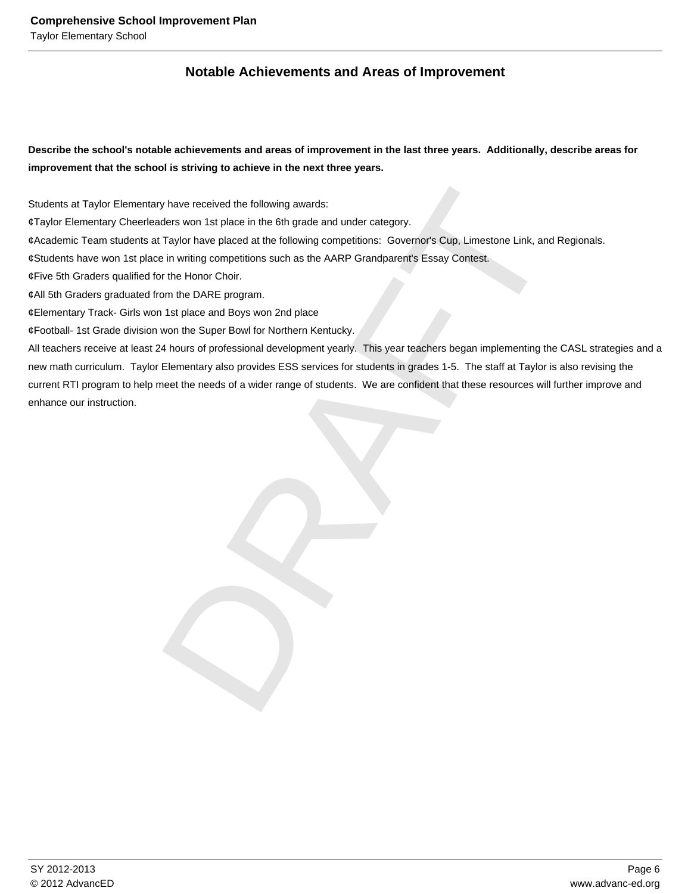## Notable Achievements and Areas of Improvement

**Describe the school's notable achievements and areas of improvement in the last three years. Additionally, describe areas for improvement that the school is striving to achieve in the next three years.**

Students at Taylor Elementary have received the following awards:

¢Taylor Elementary Cheerleaders won 1st place in the 6th grade and under category.

¢Academic Team students at Taylor have placed at the following competitions: Governor's Cup, Limestone Link, and Regionals.

¢Students have won 1st place in writing competitions such as the AARP Grandparent's Essay Contest.

¢Five 5th Graders qualified for the Honor Choir.

¢All 5th Graders graduated from the DARE program.

¢Elementary Track- Girls won 1st place and Boys won 2nd place

¢Football- 1st Grade division won the Super Bowl for Northern Kentucky.

All teachers receive at least 24 hours of professional development yearly. This year teachers began implementing the CASL strategies and a new math curriculum. Taylor Elementary also provides ESS services for students in grades 1-5. The staff at Taylor is also revising the current RTI program to help meet the needs of a wider range of students. We are confident that these resources will further improve and enhance our instruction.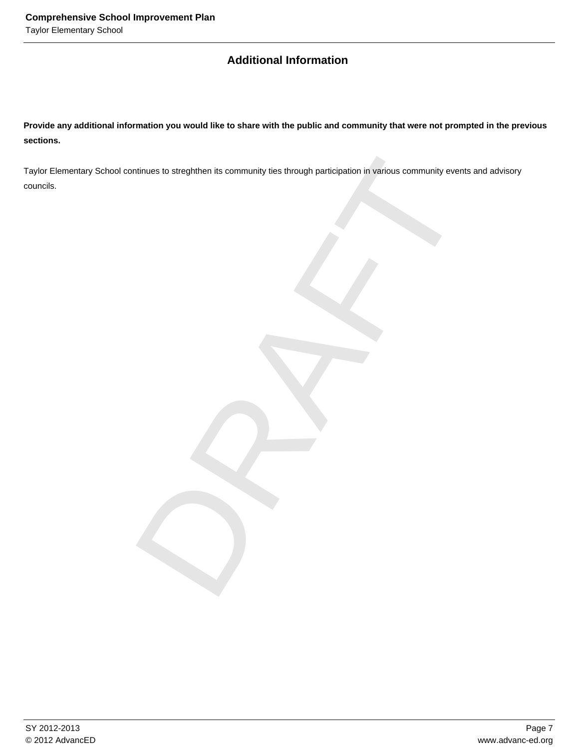## Additional Information

**Provide any additional information you would like to share with the public and community that were not prompted in the previous sections.**

Taylor Elementary School continues to streghthen its community ties through participation in various community events and advisory councils.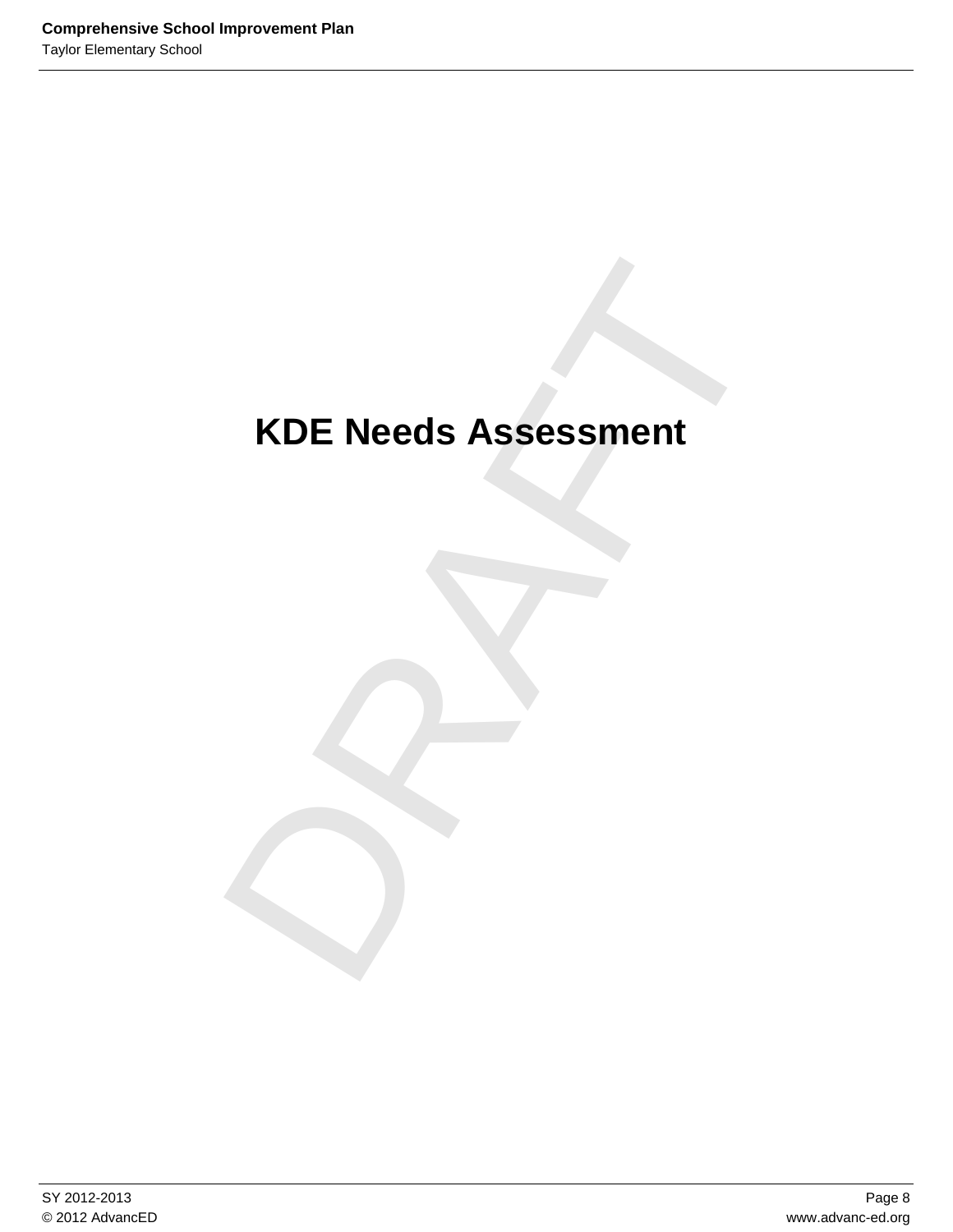# KDE Needs Assessment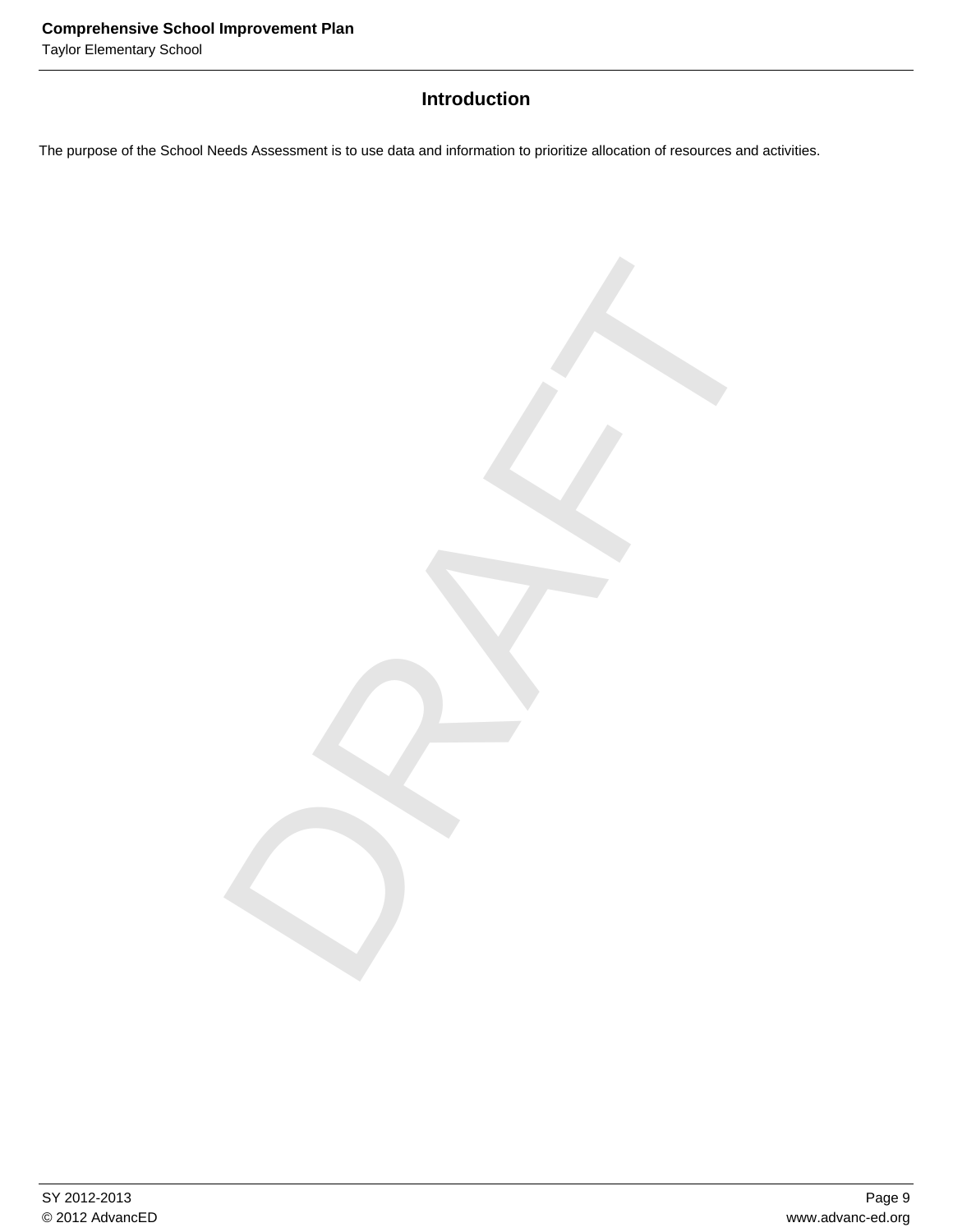## Introduction

The purpose of the School Needs Assessment is to use data and information to prioritize allocation of resources and activities.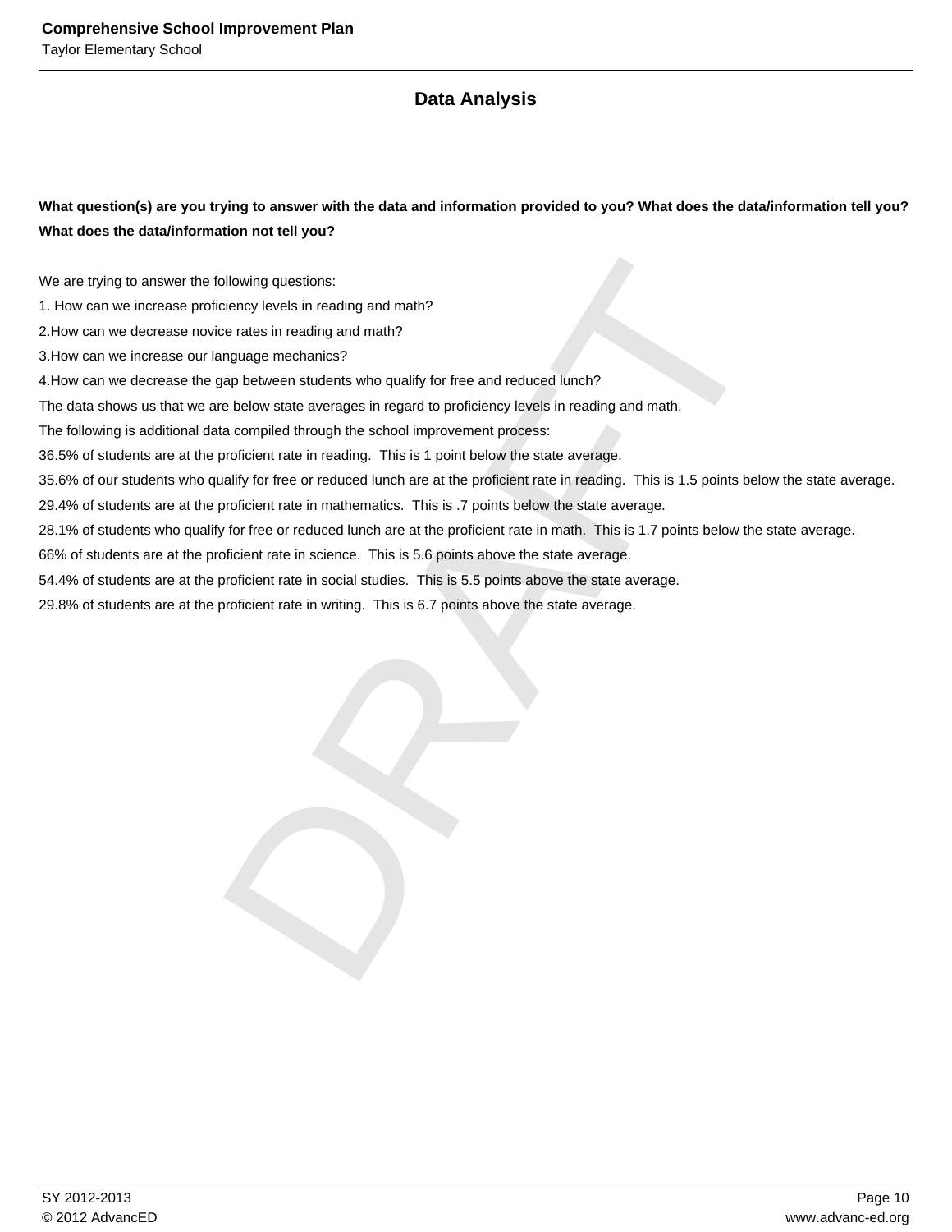## Data Analysis

**What question(s) are you trying to answer with the data and information provided to you? What does the data/information tell you? What does the data/information not tell you?**

We are trying to answer the following questions:
1. How can we increase proficiency levels in reading and math?
2. How can we decrease novice rates in reading and math?
3. How can we increase our language mechanics?
4. How can we decrease the gap between students who qualify for free and reduced lunch?

The data shows us that we are below state averages in regard to proficiency levels in reading and math.

The following is additional data compiled through the school improvement process:

36.5% of students are at the proficient rate in reading. This is 1 point below the state average.

35.6% of our students who qualify for free or reduced lunch are at the proficient rate in reading. This is 1.5 points below the state average.

29.4% of students are at the proficient rate in mathematics. This is .7 points below the state average.

28.1% of students who qualify for free or reduced lunch are at the proficient rate in math. This is 1.7 points below the state average.

66% of students are at the proficient rate in science. This is 5.6 points above the state average.

54.4% of students are at the proficient rate in social studies. This is 5.5 points above the state average.

29.8% of students are at the proficient rate in writing. This is 6.7 points above the state average.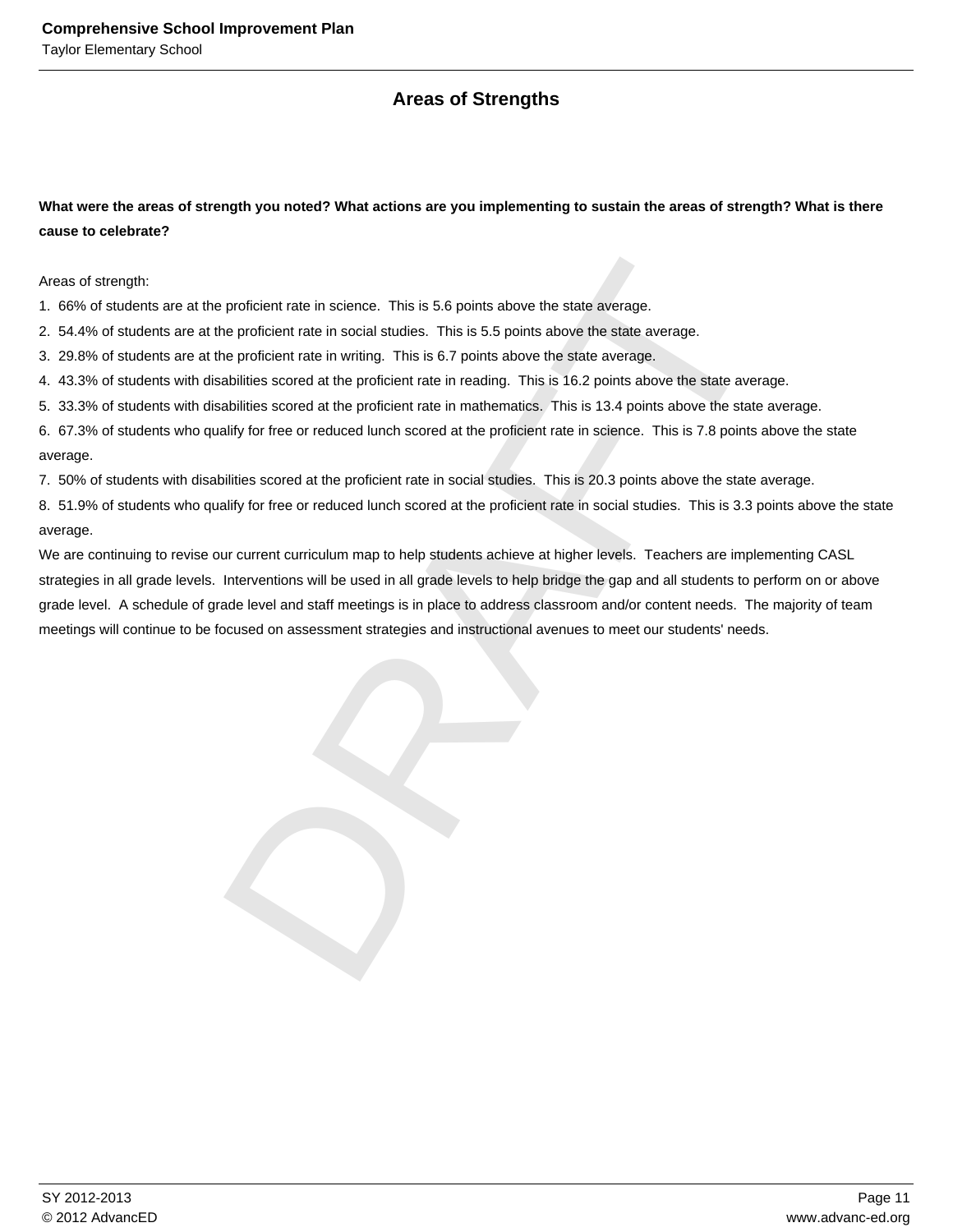## Areas of Strengths

**What were the areas of strength you noted? What actions are you implementing to sustain the areas of strength? What is there cause to celebrate?**

Areas of strength:

1. 66% of students are at the proficient rate in science. This is 5.6 points above the state average.
2. 54.4% of students are at the proficient rate in social studies. This is 5.5 points above the state average.
3. 29.8% of students are at the proficient rate in writing. This is 6.7 points above the state average.
4. 43.3% of students with disabilities scored at the proficient rate in reading. This is 16.2 points above the state average.
5. 33.3% of students with disabilities scored at the proficient rate in mathematics. This is 13.4 points above the state average.
6. 67.3% of students who qualify for free or reduced lunch scored at the proficient rate in science. This is 7.8 points above the state average.
7. 50% of students with disabilities scored at the proficient rate in social studies. This is 20.3 points above the state average.
8. 51.9% of students who qualify for free or reduced lunch scored at the proficient rate in social studies. This is 3.3 points above the state average.

We are continuing to revise our current curriculum map to help students achieve at higher levels. Teachers are implementing CASL strategies in all grade levels. Interventions will be used in all grade levels to help bridge the gap and all students to perform on or above grade level. A schedule of grade level and staff meetings is in place to address classroom and/or content needs. The majority of team meetings will continue to be focused on assessment strategies and instructional avenues to meet our students' needs.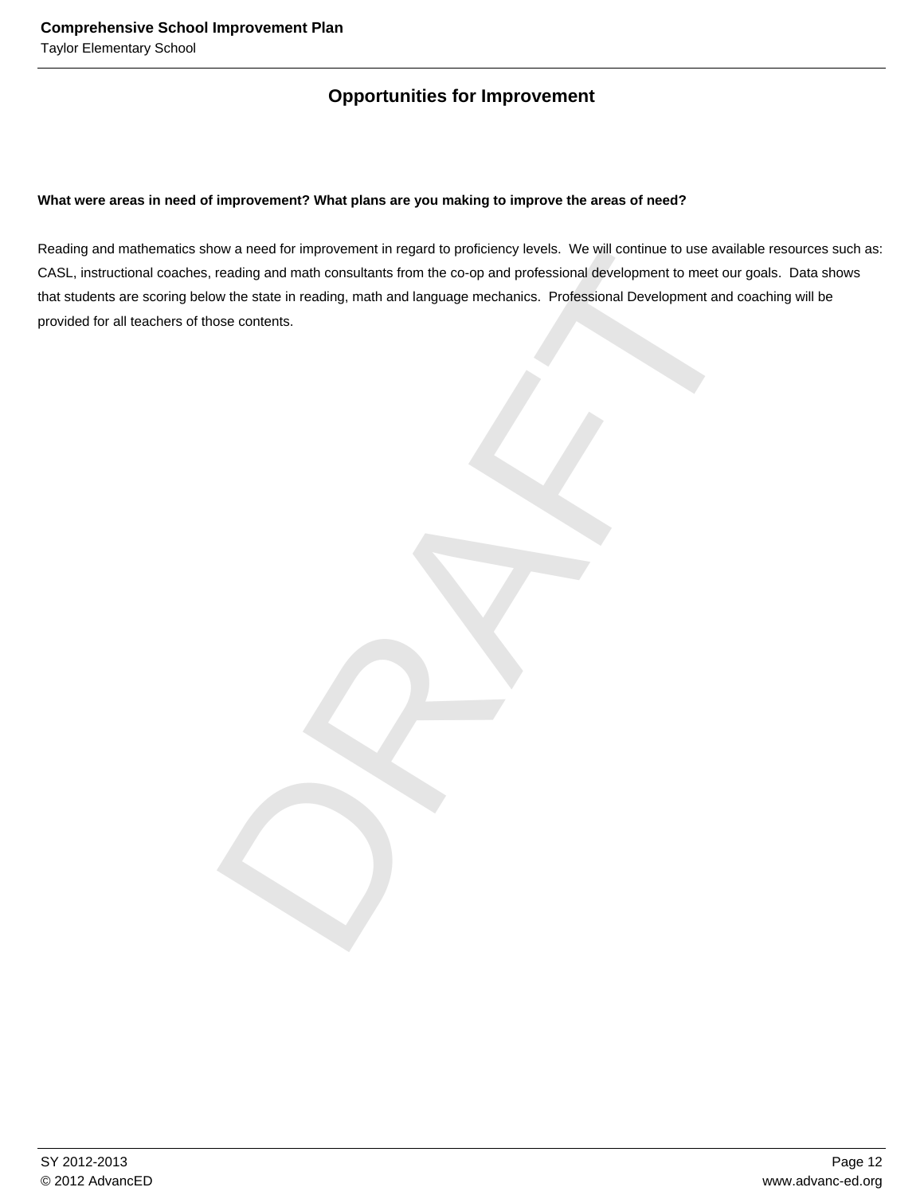## Opportunities for Improvement

**What were areas in need of improvement? What plans are you making to improve the areas of need?**

Reading and mathematics show a need for improvement in regard to proficiency levels. We will continue to use available resources such as: CASL, instructional coaches, reading and math consultants from the co-op and professional development to meet our goals. Data shows that students are scoring below the state in reading, math and language mechanics. Professional Development and coaching will be provided for all teachers of those contents.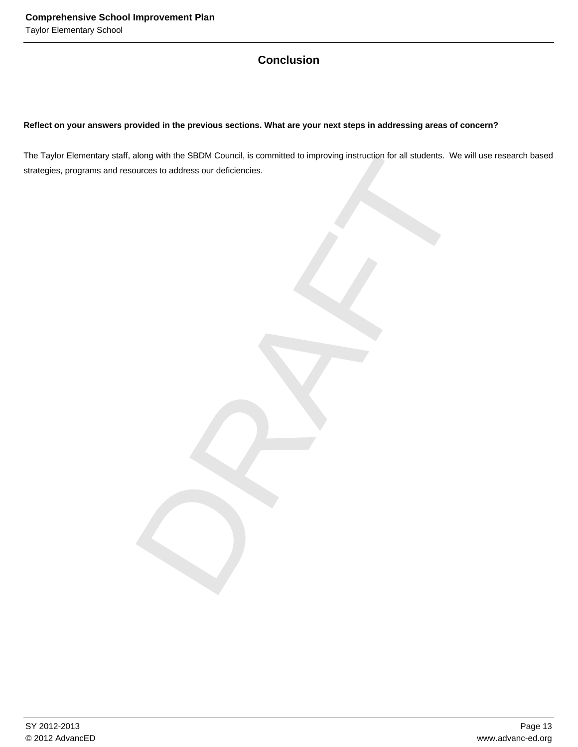## Conclusion

**Reflect on your answers provided in the previous sections. What are your next steps in addressing areas of concern?**

The Taylor Elementary staff, along with the SBDM Council, is committed to improving instruction for all students. We will use research based strategies, programs and resources to address our deficiencies.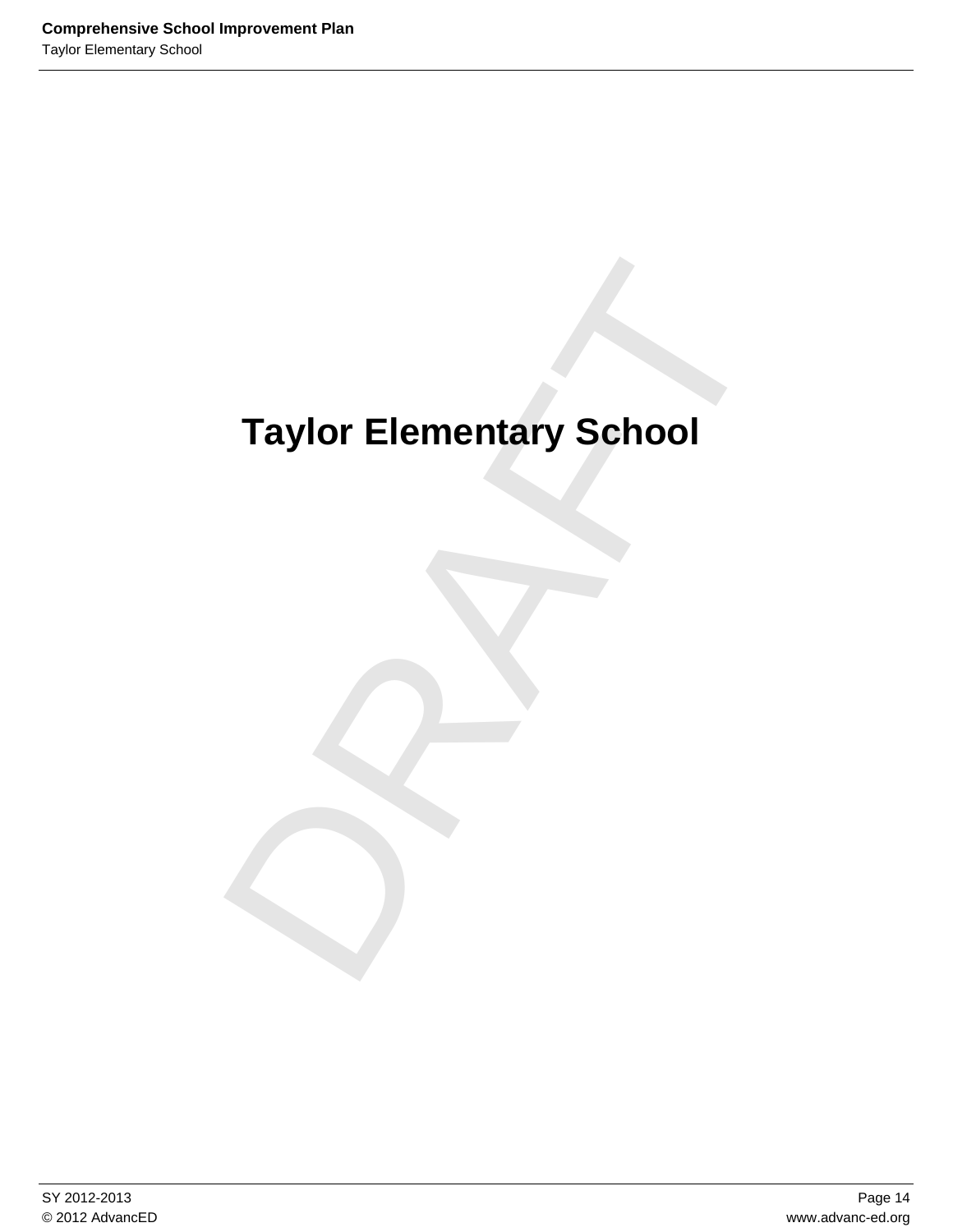# Taylor Elementary School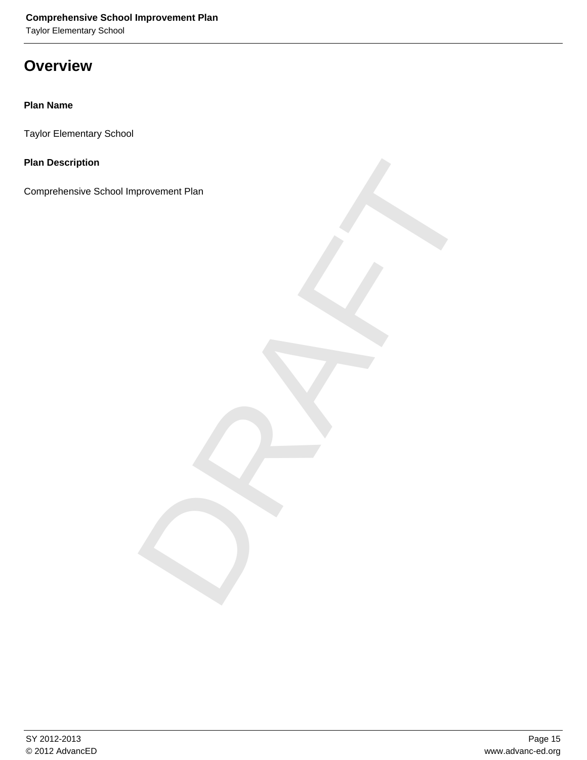# Overview

**Plan Name**

Taylor Elementary School

**Plan Description**

Comprehensive School Improvement Plan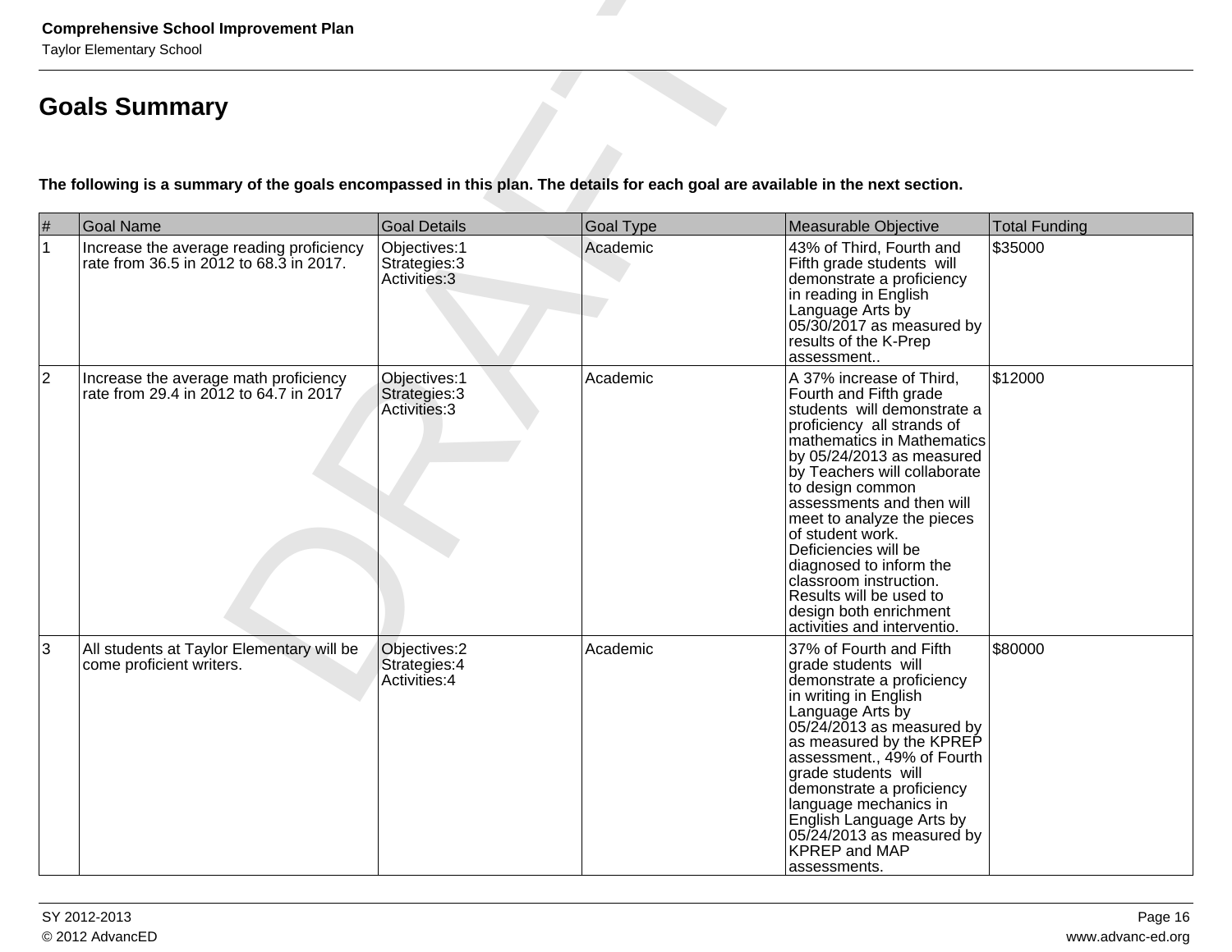# Goals Summary

**The following is a summary of the goals encompassed in this plan. The details for each goal are available in the next section.**

| # | Goal Name | Goal Details | Goal Type | Measurable Objective | Total Funding |
|---|---|---|---|---|---|
| 1 | Increase the average reading proficiency rate from 36.5 in 2012 to 68.3 in 2017. | Objectives:1<br>Strategies:3<br>Activities:3 | Academic | 43% of Third, Fourth and Fifth grade students will demonstrate a proficiency in reading in English Language Arts by 05/30/2017 as measured by results of the K-Prep assessment.. | $35000 |
| 2 | Increase the average math proficiency rate from 29.4 in 2012 to 64.7 in 2017 | Objectives:1<br>Strategies:3<br>Activities:3 | Academic | A 37% increase of Third, Fourth and Fifth grade students will demonstrate a proficiency all strands of mathematics in Mathematics by 05/24/2013 as measured by Teachers will collaborate to design common assessments and then will meet to analyze the pieces of student work. Deficiencies will be diagnosed to inform the classroom instruction. Results will be used to design both enrichment activities and interventio. | $12000 |
| 3 | All students at Taylor Elementary will be come proficient writers. | Objectives:2<br>Strategies:4<br>Activities:4 | Academic | 37% of Fourth and Fifth grade students will demonstrate a proficiency in writing in English Language Arts by 05/24/2013 as measured by as measured by the KPREP assessment., 49% of Fourth grade students will demonstrate a proficiency language mechanics in English Language Arts by 05/24/2013 as measured by KPREP and MAP assessments. | $80000 |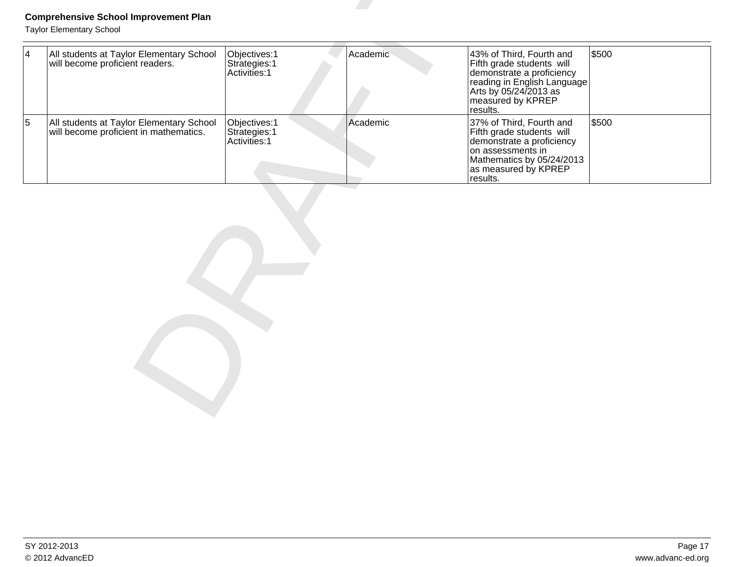| | | | | | |
|---|---|---|---|---|---|
| 4 | All students at Taylor Elementary School will become proficient readers. | Objectives:1<br>Strategies:1<br>Activities:1 | Academic | 43% of Third, Fourth and Fifth grade students will demonstrate a proficiency reading in English Language Arts by 05/24/2013 as measured by KPREP results. | $500 |
| 5 | All students at Taylor Elementary School will become proficient in mathematics. | Objectives:1<br>Strategies:1<br>Activities:1 | Academic | 37% of Third, Fourth and Fifth grade students will demonstrate a proficiency on assessments in Mathematics by 05/24/2013 as measured by KPREP results. | $500 |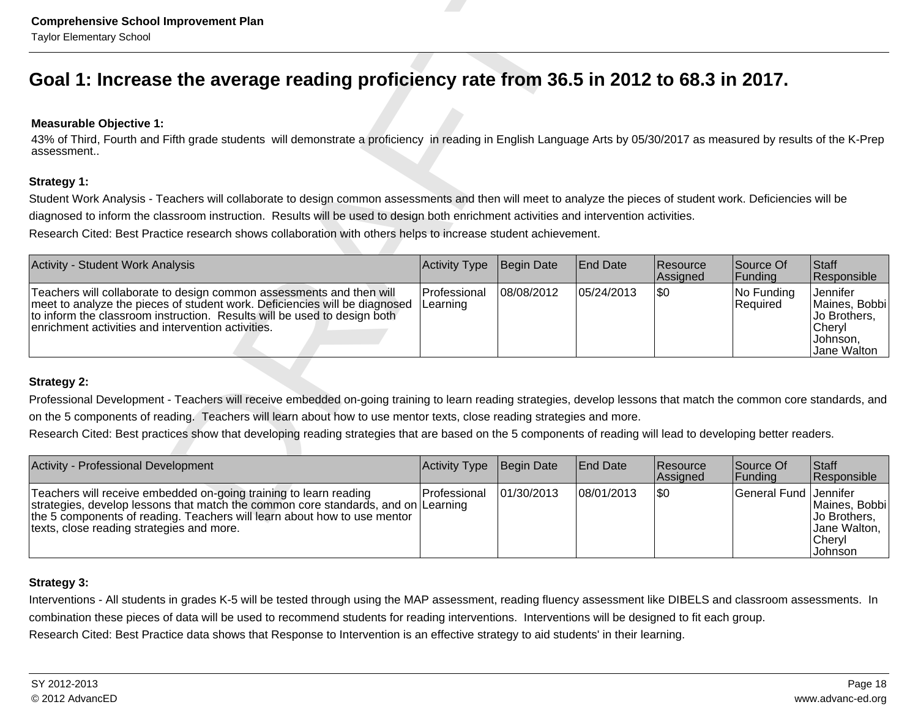# Goal 1: Increase the average reading proficiency rate from 36.5 in 2012 to 68.3 in 2017.

**Measurable Objective 1:**

43% of Third, Fourth and Fifth grade students will demonstrate a proficiency in reading in English Language Arts by 05/30/2017 as measured by results of the K-Prep assessment..

**Strategy 1:**

Student Work Analysis - Teachers will collaborate to design common assessments and then will meet to analyze the pieces of student work. Deficiencies will be diagnosed to inform the classroom instruction. Results will be used to design both enrichment activities and intervention activities.

Research Cited: Best Practice research shows collaboration with others helps to increase student achievement.

| Activity - Student Work Analysis | Activity Type | Begin Date | End Date | Resource Assigned | Source Of Funding | Staff Responsible |
|---|---|---|---|---|---|---|
| Teachers will collaborate to design common assessments and then will meet to analyze the pieces of student work. Deficiencies will be diagnosed to inform the classroom instruction. Results will be used to design both enrichment activities and intervention activities. | Professional Learning | 08/08/2012 | 05/24/2013 | $0 | No Funding Required | Jennifer Maines, Bobbi Jo Brothers, Cheryl Johnson, Jane Walton |

**Strategy 2:**

Professional Development - Teachers will receive embedded on-going training to learn reading strategies, develop lessons that match the common core standards, and on the 5 components of reading. Teachers will learn about how to use mentor texts, close reading strategies and more.

Research Cited: Best practices show that developing reading strategies that are based on the 5 components of reading will lead to developing better readers.

| Activity - Professional Development | Activity Type | Begin Date | End Date | Resource Assigned | Source Of Funding | Staff Responsible |
|---|---|---|---|---|---|---|
| Teachers will receive embedded on-going training to learn reading strategies, develop lessons that match the common core standards, and on the 5 components of reading. Teachers will learn about how to use mentor texts, close reading strategies and more. | Professional Learning | 01/30/2013 | 08/01/2013 | $0 | General Fund | Jennifer Maines, Bobbi Jo Brothers, Jane Walton, Cheryl Johnson |

**Strategy 3:**

Interventions - All students in grades K-5 will be tested through using the MAP assessment, reading fluency assessment like DIBELS and classroom assessments. In combination these pieces of data will be used to recommend students for reading interventions. Interventions will be designed to fit each group.

Research Cited: Best Practice data shows that Response to Intervention is an effective strategy to aid students' in their learning.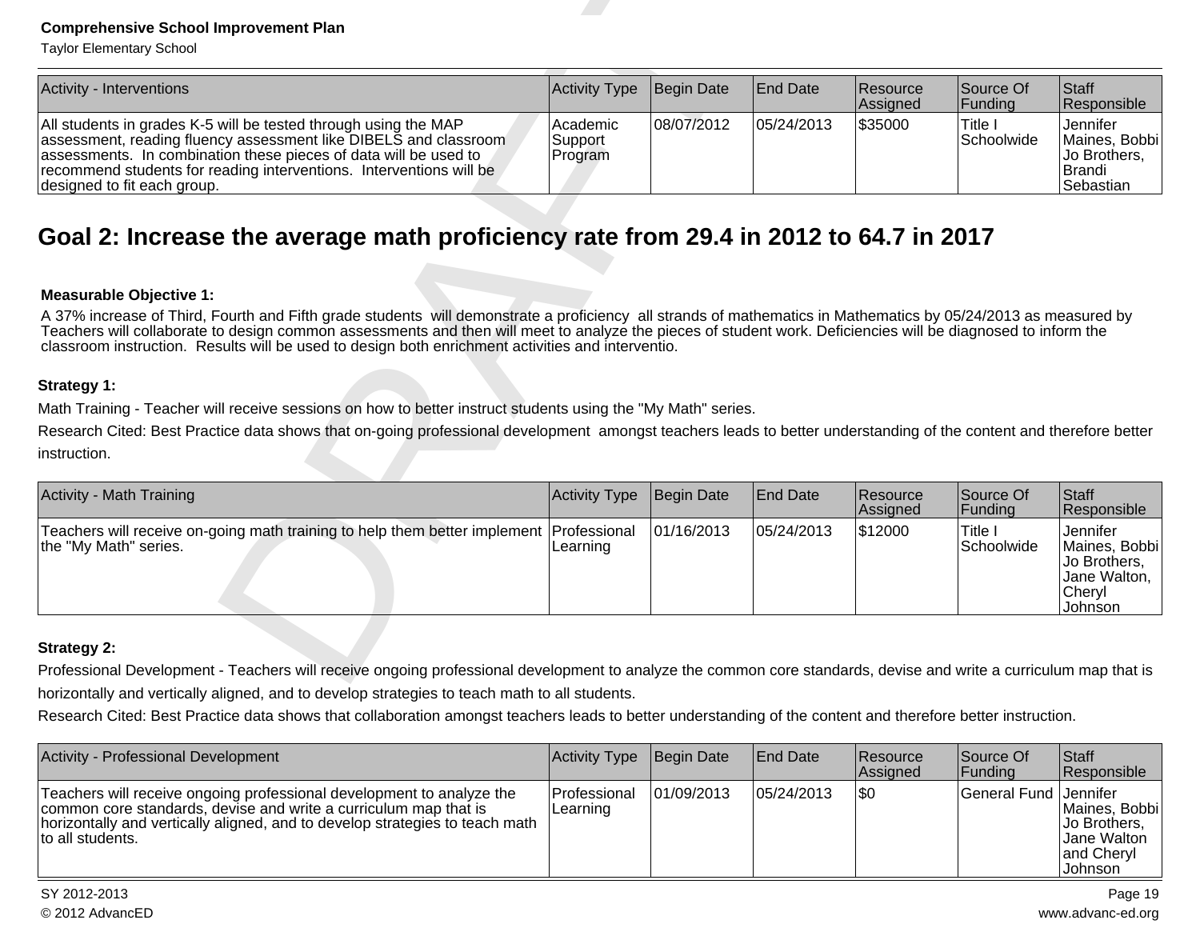| Activity - Interventions | Activity Type | Begin Date | End Date | Resource Assigned | Source Of Funding | Staff Responsible |
|---|---|---|---|---|---|---|
| All students in grades K-5 will be tested through using the MAP assessment, reading fluency assessment like DIBELS and classroom assessments. In combination these pieces of data will be used to recommend students for reading interventions. Interventions will be designed to fit each group. | Academic Support Program | 08/07/2012 | 05/24/2013 | $35000 | Title I Schoolwide | Jennifer Maines, Bobbi Jo Brothers, Brandi Sebastian |

## Goal 2: Increase the average math proficiency rate from 29.4 in 2012 to 64.7 in 2017

**Measurable Objective 1:**

A 37% increase of Third, Fourth and Fifth grade students will demonstrate a proficiency all strands of mathematics in Mathematics by 05/24/2013 as measured by Teachers will collaborate to design common assessments and then will meet to analyze the pieces of student work. Deficiencies will be diagnosed to inform the classroom instruction. Results will be used to design both enrichment activities and interventio.

**Strategy 1:**

Math Training - Teacher will receive sessions on how to better instruct students using the "My Math" series.

Research Cited: Best Practice data shows that on-going professional development amongst teachers leads to better understanding of the content and therefore better instruction.

| Activity - Math Training | Activity Type | Begin Date | End Date | Resource Assigned | Source Of Funding | Staff Responsible |
|---|---|---|---|---|---|---|
| Teachers will receive on-going math training to help them better implement the "My Math" series. | Professional Learning | 01/16/2013 | 05/24/2013 | $12000 | Title I Schoolwide | Jennifer Maines, Bobbi Jo Brothers, Jane Walton, Cheryl Johnson |

**Strategy 2:**

Professional Development - Teachers will receive ongoing professional development to analyze the common core standards, devise and write a curriculum map that is horizontally and vertically aligned, and to develop strategies to teach math to all students.

Research Cited: Best Practice data shows that collaboration amongst teachers leads to better understanding of the content and therefore better instruction.

| Activity - Professional Development | Activity Type | Begin Date | End Date | Resource Assigned | Source Of Funding | Staff Responsible |
|---|---|---|---|---|---|---|
| Teachers will receive ongoing professional development to analyze the common core standards, devise and write a curriculum map that is horizontally and vertically aligned, and to develop strategies to teach math to all students. | Professional Learning | 01/09/2013 | 05/24/2013 | $0 | General Fund | Jennifer Maines, Bobbi Jo Brothers, Jane Walton and Cheryl Johnson |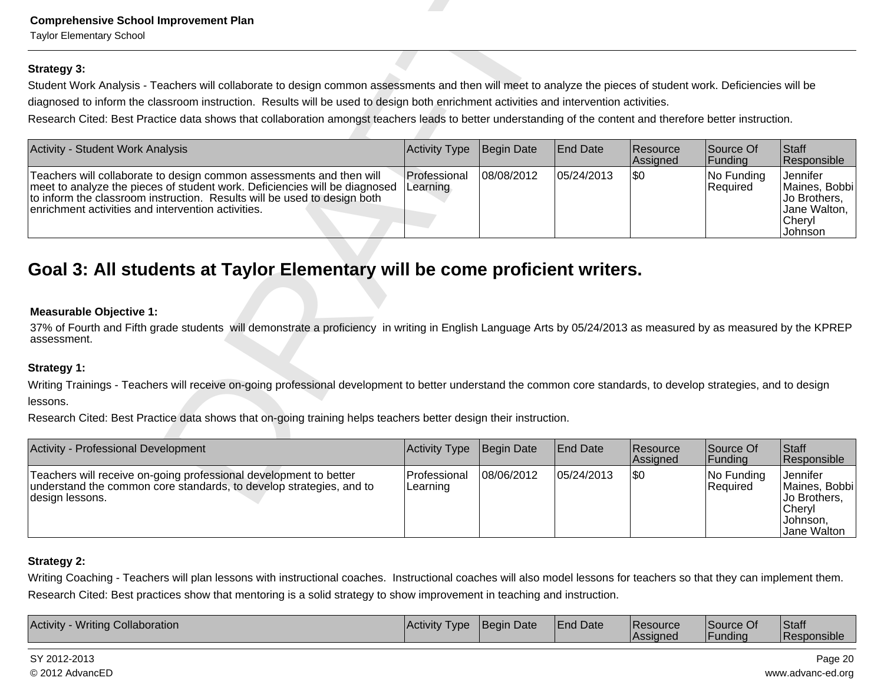**Strategy 3:**

Student Work Analysis - Teachers will collaborate to design common assessments and then will meet to analyze the pieces of student work. Deficiencies will be diagnosed to inform the classroom instruction. Results will be used to design both enrichment activities and intervention activities.

Research Cited: Best Practice data shows that collaboration amongst teachers leads to better understanding of the content and therefore better instruction.

| Activity - Student Work Analysis | Activity Type | Begin Date | End Date | Resource Assigned | Source Of Funding | Staff Responsible |
|---|---|---|---|---|---|---|
| Teachers will collaborate to design common assessments and then will meet to analyze the pieces of student work. Deficiencies will be diagnosed to inform the classroom instruction. Results will be used to design both enrichment activities and intervention activities. | Professional Learning | 08/08/2012 | 05/24/2013 | $0 | No Funding Required | Jennifer Maines, Bobbi Jo Brothers, Jane Walton, Cheryl Johnson |

## Goal 3: All students at Taylor Elementary will be come proficient writers.

**Measurable Objective 1:**

37% of Fourth and Fifth grade students will demonstrate a proficiency in writing in English Language Arts by 05/24/2013 as measured by as measured by the KPREP assessment.

**Strategy 1:**

Writing Trainings - Teachers will receive on-going professional development to better understand the common core standards, to develop strategies, and to design lessons.

Research Cited: Best Practice data shows that on-going training helps teachers better design their instruction.

| Activity - Professional Development | Activity Type | Begin Date | End Date | Resource Assigned | Source Of Funding | Staff Responsible |
|---|---|---|---|---|---|---|
| Teachers will receive on-going professional development to better understand the common core standards, to develop strategies, and to design lessons. | Professional Learning | 08/06/2012 | 05/24/2013 | $0 | No Funding Required | Jennifer Maines, Bobbi Jo Brothers, Cheryl Johnson, Jane Walton |

**Strategy 2:**

Writing Coaching - Teachers will plan lessons with instructional coaches. Instructional coaches will also model lessons for teachers so that they can implement them.

Research Cited: Best practices show that mentoring is a solid strategy to show improvement in teaching and instruction.

| Activity - Writing Collaboration | Activity Type | Begin Date | End Date | Resource Assigned | Source Of Funding | Staff Responsible |
|---|---|---|---|---|---|---|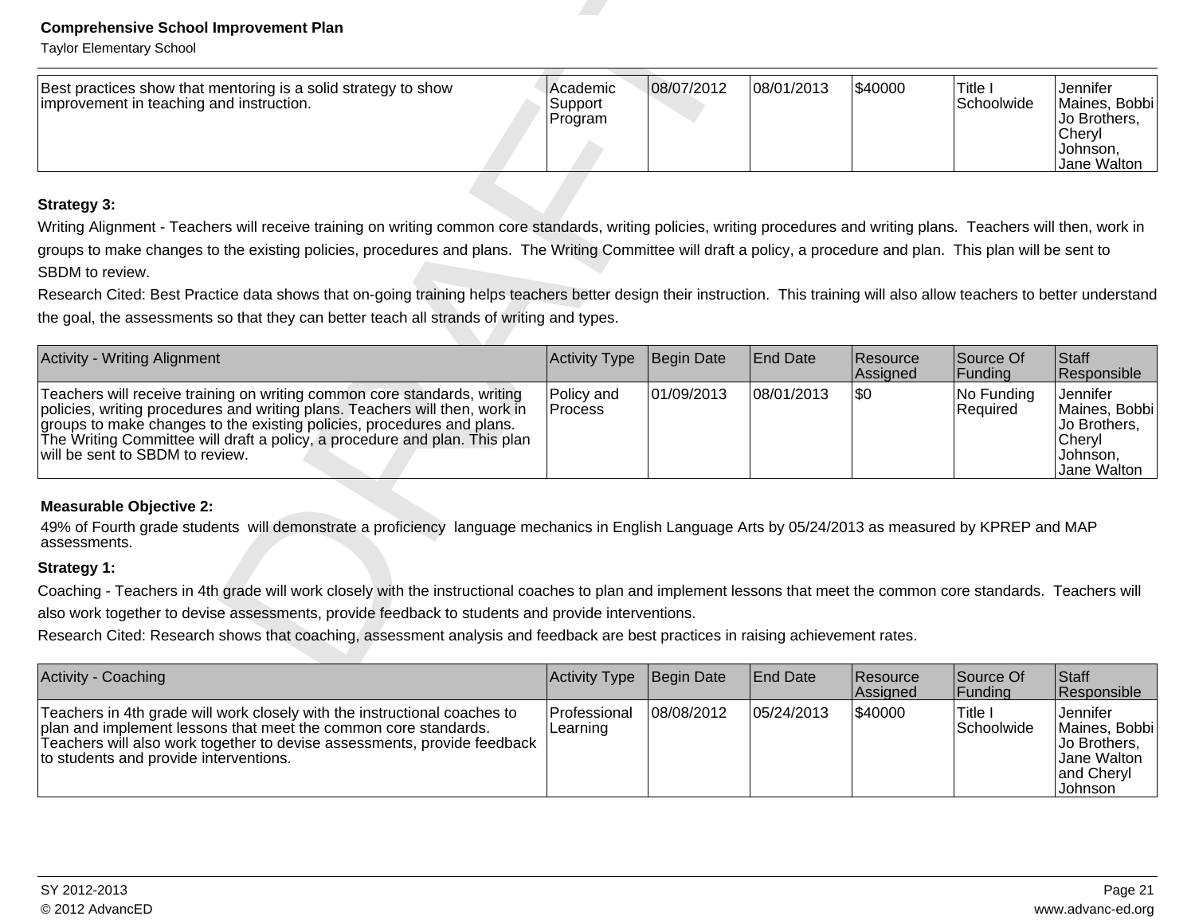| | | | | | | |
|---|---|---|---|---|---|---|
| Best practices show that mentoring is a solid strategy to show improvement in teaching and instruction. | Academic Support Program | 08/07/2012 | 08/01/2013 | $40000 | Title I Schoolwide | Jennifer Maines, Bobbi Jo Brothers, Cheryl Johnson, Jane Walton |

**Strategy 3:**

Writing Alignment - Teachers will receive training on writing common core standards, writing policies, writing procedures and writing plans. Teachers will then, work in groups to make changes to the existing policies, procedures and plans. The Writing Committee will draft a policy, a procedure and plan. This plan will be sent to SBDM to review.

Research Cited: Best Practice data shows that on-going training helps teachers better design their instruction. This training will also allow teachers to better understand the goal, the assessments so that they can better teach all strands of writing and types.

| Activity - Writing Alignment | Activity Type | Begin Date | End Date | Resource Assigned | Source Of Funding | Staff Responsible |
|---|---|---|---|---|---|---|
| Teachers will receive training on writing common core standards, writing policies, writing procedures and writing plans. Teachers will then, work in groups to make changes to the existing policies, procedures and plans. The Writing Committee will draft a policy, a procedure and plan. This plan will be sent to SBDM to review. | Policy and Process | 01/09/2013 | 08/01/2013 | $0 | No Funding Required | Jennifer Maines, Bobbi Jo Brothers, Cheryl Johnson, Jane Walton |

**Measurable Objective 2:**

49% of Fourth grade students will demonstrate a proficiency language mechanics in English Language Arts by 05/24/2013 as measured by KPREP and MAP assessments.

**Strategy 1:**

Coaching - Teachers in 4th grade will work closely with the instructional coaches to plan and implement lessons that meet the common core standards. Teachers will also work together to devise assessments, provide feedback to students and provide interventions.

Research Cited: Research shows that coaching, assessment analysis and feedback are best practices in raising achievement rates.

| Activity - Coaching | Activity Type | Begin Date | End Date | Resource Assigned | Source Of Funding | Staff Responsible |
|---|---|---|---|---|---|---|
| Teachers in 4th grade will work closely with the instructional coaches to plan and implement lessons that meet the common core standards. Teachers will also work together to devise assessments, provide feedback to students and provide interventions. | Professional Learning | 08/08/2012 | 05/24/2013 | $40000 | Title I Schoolwide | Jennifer Maines, Bobbi Jo Brothers, Jane Walton and Cheryl Johnson |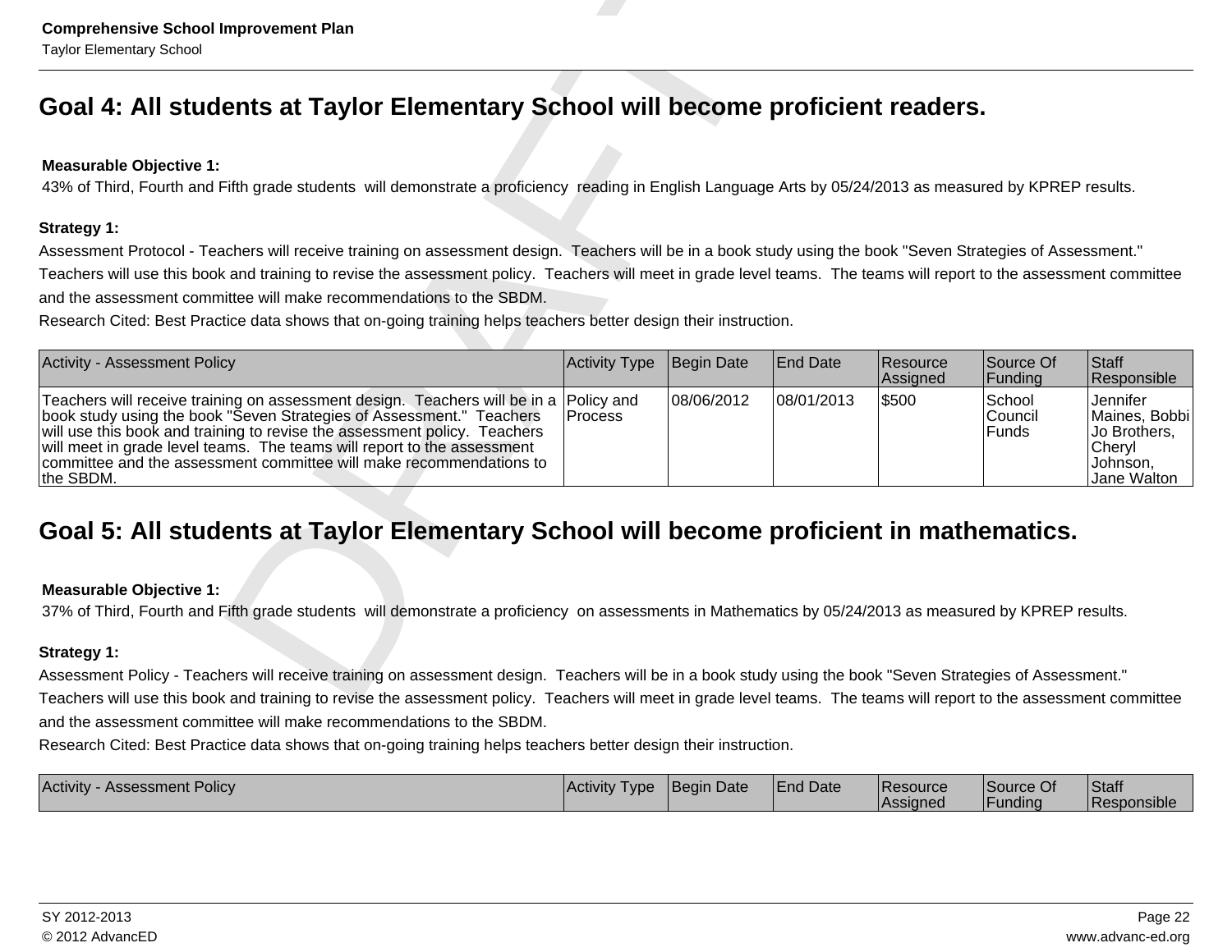## Goal 4: All students at Taylor Elementary School will become proficient readers.

**Measurable Objective 1:**
43% of Third, Fourth and Fifth grade students will demonstrate a proficiency reading in English Language Arts by 05/24/2013 as measured by KPREP results.

**Strategy 1:**
Assessment Protocol - Teachers will receive training on assessment design. Teachers will be in a book study using the book "Seven Strategies of Assessment." Teachers will use this book and training to revise the assessment policy. Teachers will meet in grade level teams. The teams will report to the assessment committee and the assessment committee will make recommendations to the SBDM.
Research Cited: Best Practice data shows that on-going training helps teachers better design their instruction.

| Activity - Assessment Policy | Activity Type | Begin Date | End Date | Resource Assigned | Source Of Funding | Staff Responsible |
|---|---|---|---|---|---|---|
| Teachers will receive training on assessment design. Teachers will be in a book study using the book "Seven Strategies of Assessment." Teachers will use this book and training to revise the assessment policy. Teachers will meet in grade level teams. The teams will report to the assessment committee and the assessment committee will make recommendations to the SBDM. | Policy and Process | 08/06/2012 | 08/01/2013 | $500 | School Council Funds | Jennifer Maines, Bobbi Jo Brothers, Cheryl Johnson, Jane Walton |

## Goal 5: All students at Taylor Elementary School will become proficient in mathematics.

**Measurable Objective 1:**
37% of Third, Fourth and Fifth grade students will demonstrate a proficiency on assessments in Mathematics by 05/24/2013 as measured by KPREP results.

**Strategy 1:**
Assessment Policy - Teachers will receive training on assessment design. Teachers will be in a book study using the book "Seven Strategies of Assessment." Teachers will use this book and training to revise the assessment policy. Teachers will meet in grade level teams. The teams will report to the assessment committee and the assessment committee will make recommendations to the SBDM.
Research Cited: Best Practice data shows that on-going training helps teachers better design their instruction.

| Activity - Assessment Policy | Activity Type | Begin Date | End Date | Resource Assigned | Source Of Funding | Staff Responsible |
|---|---|---|---|---|---|---|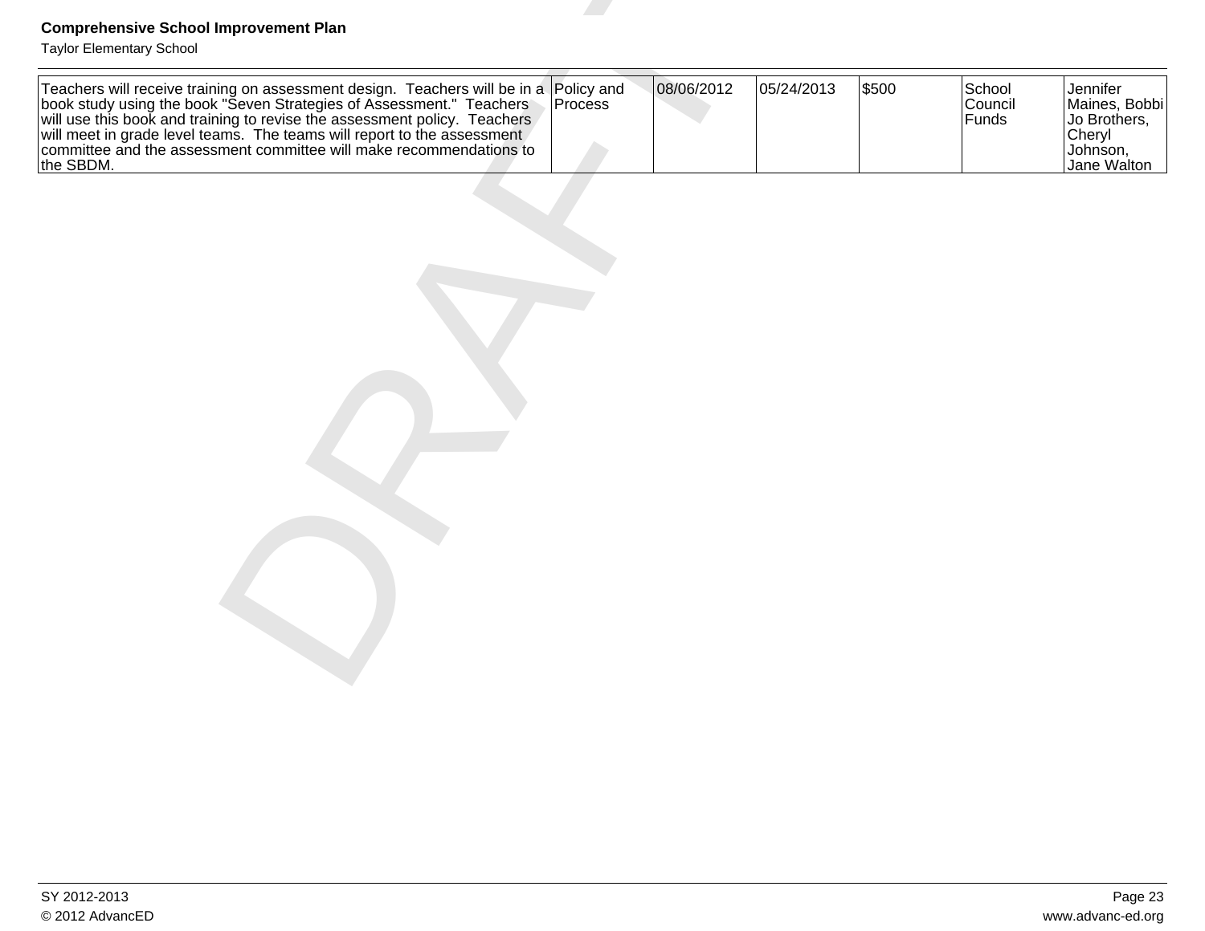| | | | | | | |
|---|---|---|---|---|---|---|
| Teachers will receive training on assessment design. Teachers will be in a book study using the book "Seven Strategies of Assessment." Teachers will use this book and training to revise the assessment policy. Teachers will meet in grade level teams. The teams will report to the assessment committee and the assessment committee will make recommendations to the SBDM. | Policy and Process | 08/06/2012 | 05/24/2013 | $500 | School Council Funds | Jennifer Maines, Bobbi Jo Brothers, Cheryl Johnson, Jane Walton |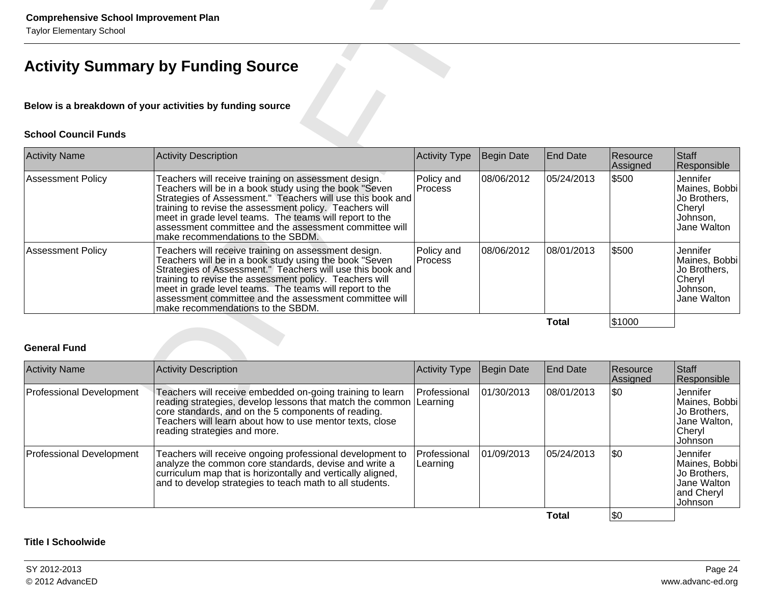## Activity Summary by Funding Source

**Below is a breakdown of your activities by funding source**

### School Council Funds

| Activity Name | Activity Description | Activity Type | Begin Date | End Date | Resource Assigned | Staff Responsible |
|---|---|---|---|---|---|---|
| Assessment Policy | Teachers will receive training on assessment design. Teachers will be in a book study using the book "Seven Strategies of Assessment." Teachers will use this book and training to revise the assessment policy. Teachers will meet in grade level teams. The teams will report to the assessment committee and the assessment committee will make recommendations to the SBDM. | Policy and Process | 08/06/2012 | 05/24/2013 | $500 | Jennifer Maines, Bobbi Jo Brothers, Cheryl Johnson, Jane Walton |
| Assessment Policy | Teachers will receive training on assessment design. Teachers will be in a book study using the book "Seven Strategies of Assessment." Teachers will use this book and training to revise the assessment policy. Teachers will meet in grade level teams. The teams will report to the assessment committee and the assessment committee will make recommendations to the SBDM. | Policy and Process | 08/06/2012 | 08/01/2013 | $500 | Jennifer Maines, Bobbi Jo Brothers, Cheryl Johnson, Jane Walton |
| | | | | **Total** | $1000 | |

### General Fund

| Activity Name | Activity Description | Activity Type | Begin Date | End Date | Resource Assigned | Staff Responsible |
|---|---|---|---|---|---|---|
| Professional Development | Teachers will receive embedded on-going training to learn reading strategies, develop lessons that match the common core standards, and on the 5 components of reading. Teachers will learn about how to use mentor texts, close reading strategies and more. | Professional Learning | 01/30/2013 | 08/01/2013 | $0 | Jennifer Maines, Bobbi Jo Brothers, Jane Walton, Cheryl Johnson |
| Professional Development | Teachers will receive ongoing professional development to analyze the common core standards, devise and write a curriculum map that is horizontally and vertically aligned, and to develop strategies to teach math to all students. | Professional Learning | 01/09/2013 | 05/24/2013 | $0 | Jennifer Maines, Bobbi Jo Brothers, Jane Walton and Cheryl Johnson |
| | | | | **Total** | $0 | |

### Title I Schoolwide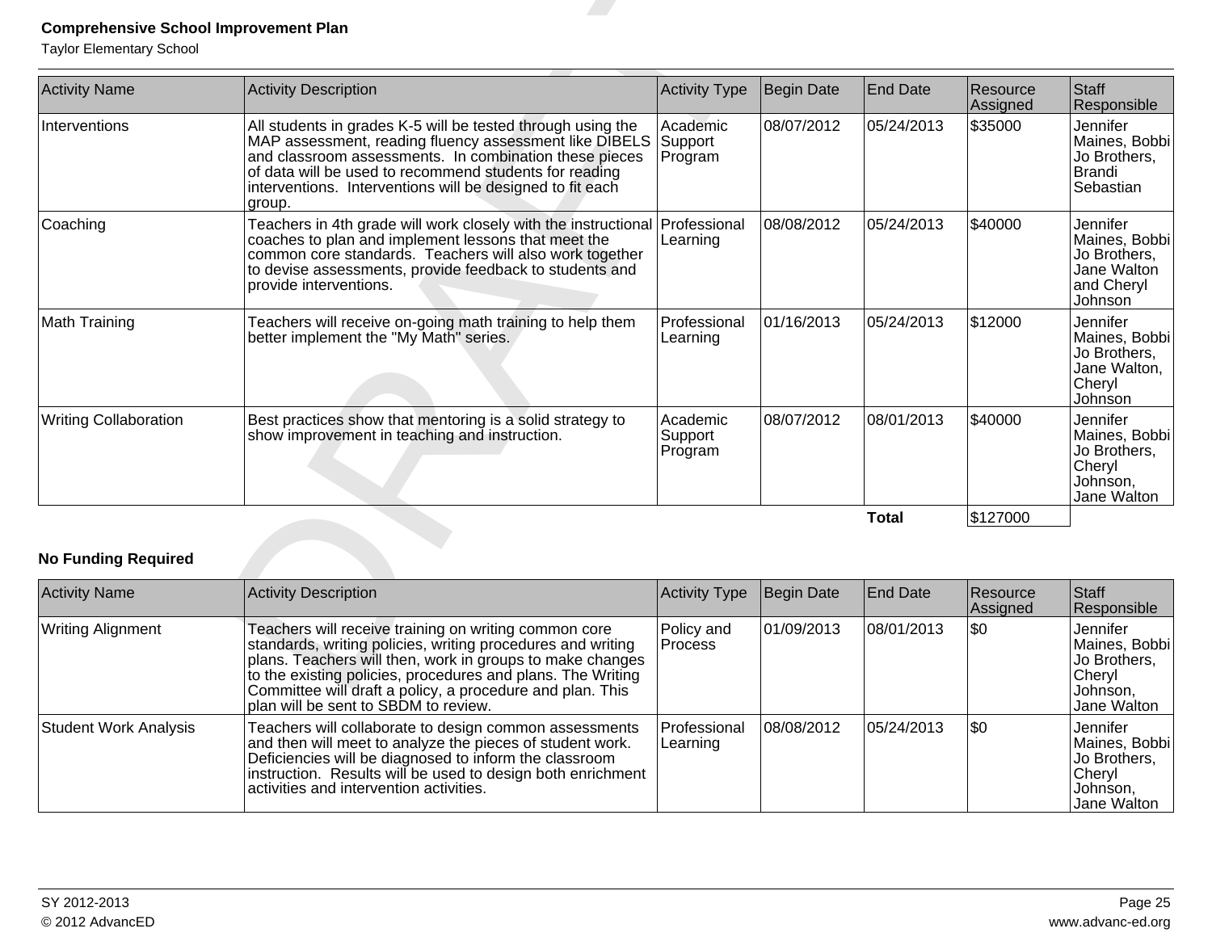| Activity Name | Activity Description | Activity Type | Begin Date | End Date | Resource Assigned | Staff Responsible |
|---|---|---|---|---|---|---|
| Interventions | All students in grades K-5 will be tested through using the MAP assessment, reading fluency assessment like DIBELS and classroom assessments. In combination these pieces of data will be used to recommend students for reading interventions. Interventions will be designed to fit each group. | Academic Support Program | 08/07/2012 | 05/24/2013 | $35000 | Jennifer Maines, Bobbi Jo Brothers, Brandi Sebastian |
| Coaching | Teachers in 4th grade will work closely with the instructional coaches to plan and implement lessons that meet the common core standards. Teachers will also work together to devise assessments, provide feedback to students and provide interventions. | Professional Learning | 08/08/2012 | 05/24/2013 | $40000 | Jennifer Maines, Bobbi Jo Brothers, Jane Walton and Cheryl Johnson |
| Math Training | Teachers will receive on-going math training to help them better implement the "My Math" series. | Professional Learning | 01/16/2013 | 05/24/2013 | $12000 | Jennifer Maines, Bobbi Jo Brothers, Jane Walton, Cheryl Johnson |
| Writing Collaboration | Best practices show that mentoring is a solid strategy to show improvement in teaching and instruction. | Academic Support Program | 08/07/2012 | 08/01/2013 | $40000 | Jennifer Maines, Bobbi Jo Brothers, Cheryl Johnson, Jane Walton |
| | | | | **Total** | $127000 | |

**No Funding Required**

| Activity Name | Activity Description | Activity Type | Begin Date | End Date | Resource Assigned | Staff Responsible |
|---|---|---|---|---|---|---|
| Writing Alignment | Teachers will receive training on writing common core standards, writing policies, writing procedures and writing plans. Teachers will then, work in groups to make changes to the existing policies, procedures and plans. The Writing Committee will draft a policy, a procedure and plan. This plan will be sent to SBDM to review. | Policy and Process | 01/09/2013 | 08/01/2013 | $0 | Jennifer Maines, Bobbi Jo Brothers, Cheryl Johnson, Jane Walton |
| Student Work Analysis | Teachers will collaborate to design common assessments and then will meet to analyze the pieces of student work. Deficiencies will be diagnosed to inform the classroom instruction. Results will be used to design both enrichment activities and intervention activities. | Professional Learning | 08/08/2012 | 05/24/2013 | $0 | Jennifer Maines, Bobbi Jo Brothers, Cheryl Johnson, Jane Walton |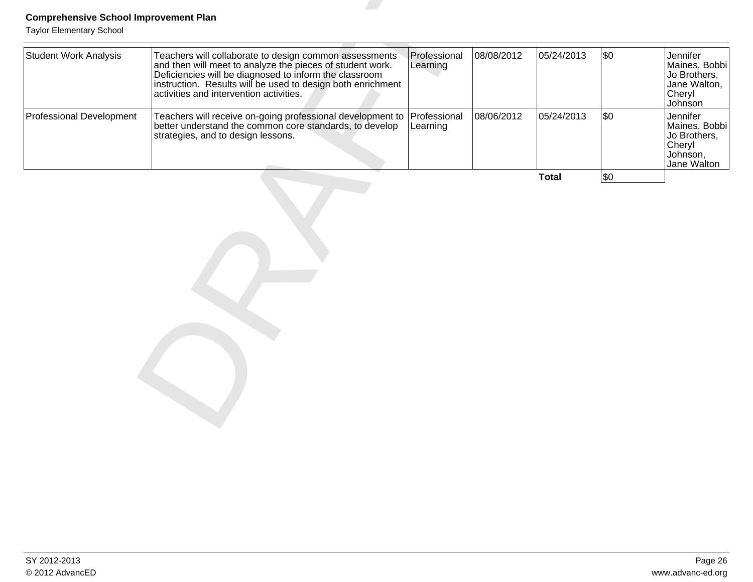| | | | | | | |
|---|---|---|---|---|---|---|
| Student Work Analysis | Teachers will collaborate to design common assessments and then will meet to analyze the pieces of student work. Deficiencies will be diagnosed to inform the classroom instruction. Results will be used to design both enrichment activities and intervention activities. | Professional Learning | 08/08/2012 | 05/24/2013 | $0 | Jennifer Maines, Bobbi Jo Brothers, Jane Walton, Cheryl Johnson |
| Professional Development | Teachers will receive on-going professional development to better understand the common core standards, to develop strategies, and to design lessons. | Professional Learning | 08/06/2012 | 05/24/2013 | $0 | Jennifer Maines, Bobbi Jo Brothers, Cheryl Johnson, Jane Walton |
| | | | | **Total** | $0 | |